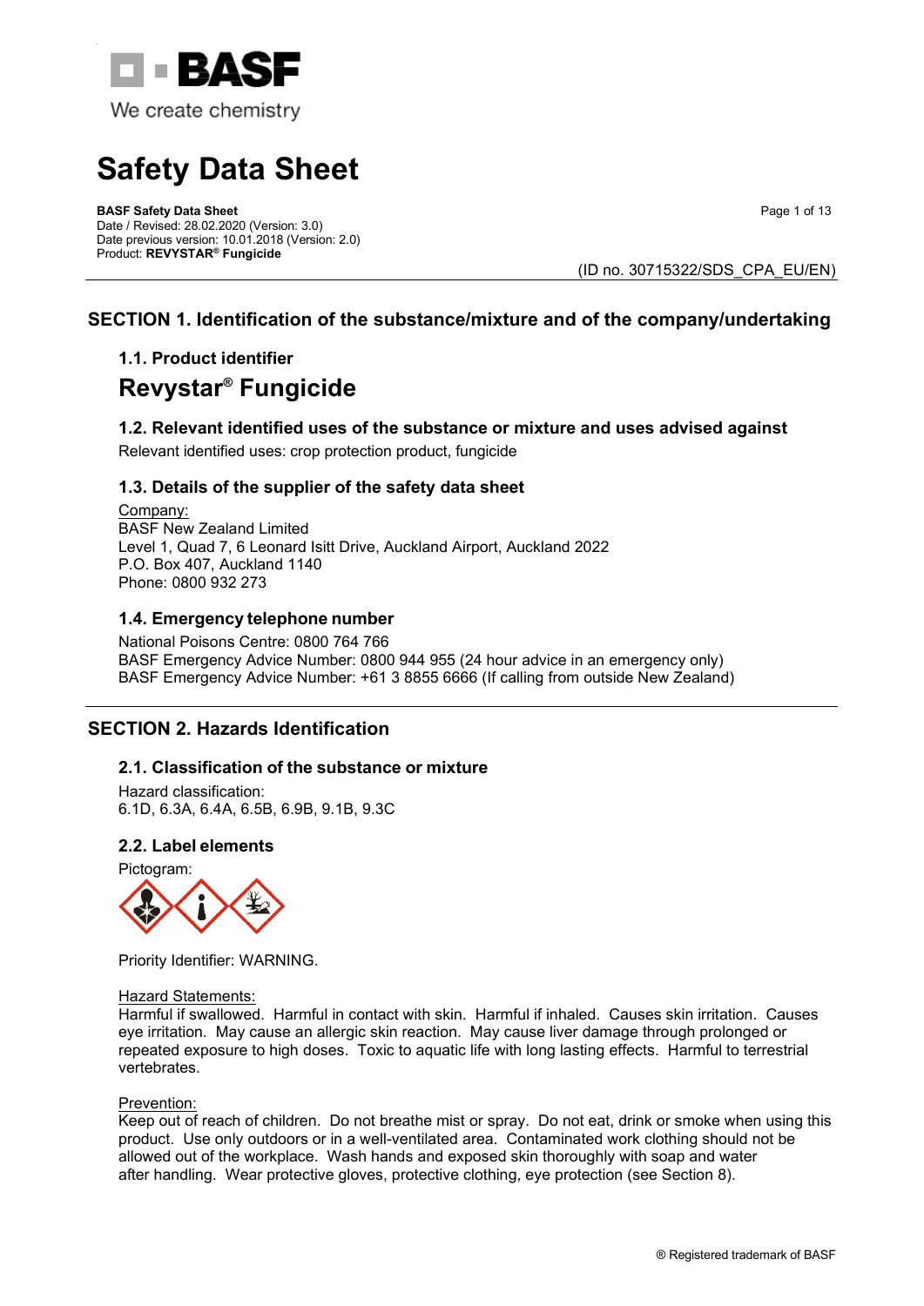# Safety Data Sheet

**BASF Safety Data Sheet**
Date / Revised: 28.02.2020 (Version: 3.0)
Date previous version: 10.01.2018 (Version: 2.0)
Product: **REVYSTAR® Fungicide**

(ID no. 30715322/SDS_CPA_EU/EN)

## SECTION 1. Identification of the substance/mixture and of the company/undertaking

### 1.1. Product identifier

## Revystar® Fungicide

### 1.2. Relevant identified uses of the substance or mixture and uses advised against

Relevant identified uses: crop protection product, fungicide

### 1.3. Details of the supplier of the safety data sheet

Company:
BASF New Zealand Limited
Level 1, Quad 7, 6 Leonard Isitt Drive, Auckland Airport, Auckland 2022
P.O. Box 407, Auckland 1140
Phone: 0800 932 273

### 1.4. Emergency telephone number

National Poisons Centre: 0800 764 766
BASF Emergency Advice Number: 0800 944 955 (24 hour advice in an emergency only)
BASF Emergency Advice Number: +61 3 8855 6666 (If calling from outside New Zealand)

## SECTION 2. Hazards Identification

### 2.1. Classification of the substance or mixture

Hazard classification:
6.1D, 6.3A, 6.4A, 6.5B, 6.9B, 9.1B, 9.3C

### 2.2. Label elements

Pictogram:

Priority Identifier: WARNING.

Hazard Statements:
Harmful if swallowed. Harmful in contact with skin. Harmful if inhaled. Causes skin irritation. Causes eye irritation. May cause an allergic skin reaction. May cause liver damage through prolonged or repeated exposure to high doses. Toxic to aquatic life with long lasting effects. Harmful to terrestrial vertebrates.

Prevention:
Keep out of reach of children. Do not breathe mist or spray. Do not eat, drink or smoke when using this product. Use only outdoors or in a well-ventilated area. Contaminated work clothing should not be allowed out of the workplace. Wash hands and exposed skin thoroughly with soap and water after handling. Wear protective gloves, protective clothing, eye protection (see Section 8).

® Registered trademark of BASF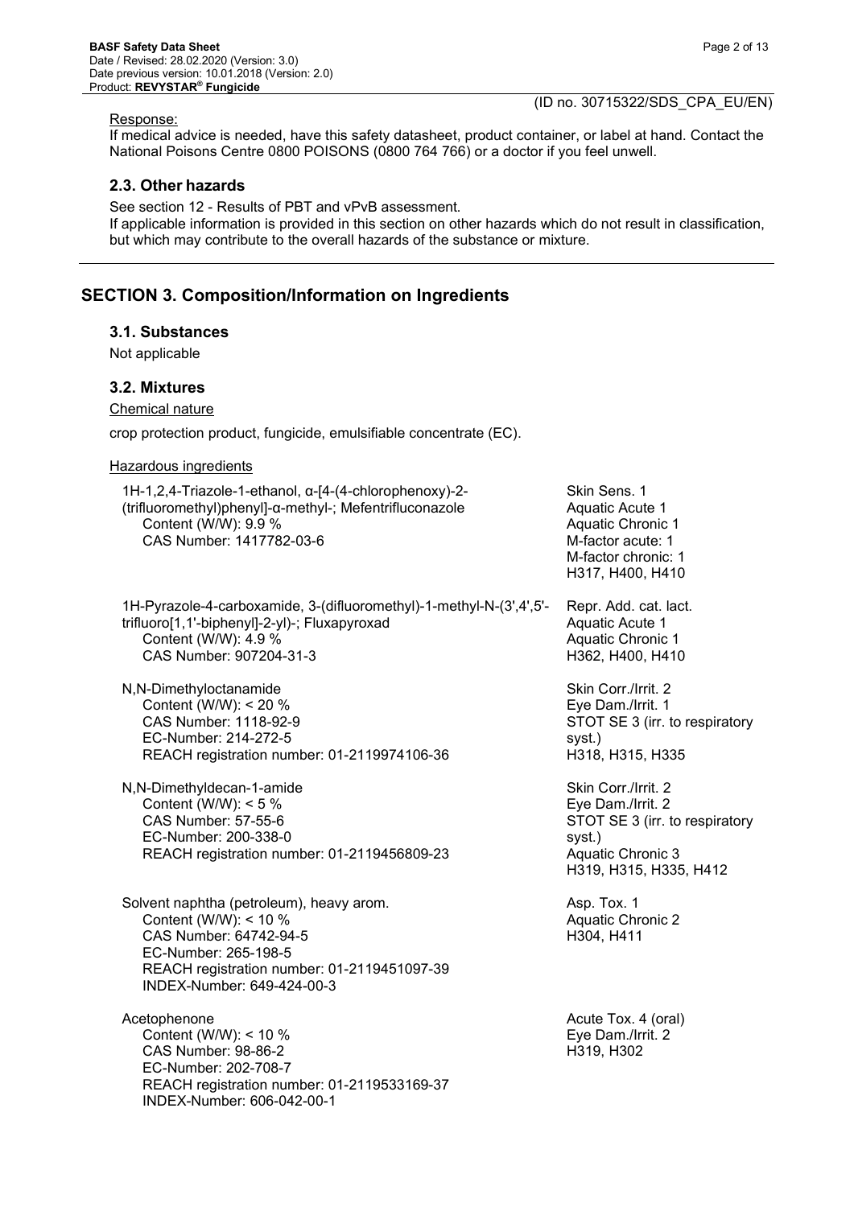Response:

If medical advice is needed, have this safety datasheet, product container, or label at hand. Contact the National Poisons Centre 0800 POISONS (0800 764 766) or a doctor if you feel unwell.

### 2.3. Other hazards

See section 12 - Results of PBT and vPvB assessment.
If applicable information is provided in this section on other hazards which do not result in classification, but which may contribute to the overall hazards of the substance or mixture.

## SECTION 3. Composition/Information on Ingredients

### 3.1. Substances

Not applicable

### 3.2. Mixtures

Chemical nature

crop protection product, fungicide, emulsifiable concentrate (EC).

Hazardous ingredients

| Ingredient | Classification |
|---|---|
| 1H-1,2,4-Triazole-1-ethanol, α-[4-(4-chlorophenoxy)-2-(trifluoromethyl)phenyl]-α-methyl-; Mefentrifluconazole<br>Content (W/W): 9.9 %<br>CAS Number: 1417782-03-6 | Skin Sens. 1<br>Aquatic Acute 1<br>Aquatic Chronic 1<br>M-factor acute: 1<br>M-factor chronic: 1<br>H317, H400, H410 |
| 1H-Pyrazole-4-carboxamide, 3-(difluoromethyl)-1-methyl-N-(3',4',5'-trifluoro[1,1'-biphenyl]-2-yl)-; Fluxapyroxad<br>Content (W/W): 4.9 %<br>CAS Number: 907204-31-3 | Repr. Add. cat. lact.<br>Aquatic Acute 1<br>Aquatic Chronic 1<br>H362, H400, H410 |
| N,N-Dimethyloctanamide<br>Content (W/W): < 20 %<br>CAS Number: 1118-92-9<br>EC-Number: 214-272-5<br>REACH registration number: 01-2119974106-36 | Skin Corr./Irrit. 2<br>Eye Dam./Irrit. 1<br>STOT SE 3 (irr. to respiratory syst.)<br>H318, H315, H335 |
| N,N-Dimethyldecan-1-amide<br>Content (W/W): < 5 %<br>CAS Number: 57-55-6<br>EC-Number: 200-338-0<br>REACH registration number: 01-2119456809-23 | Skin Corr./Irrit. 2<br>Eye Dam./Irrit. 2<br>STOT SE 3 (irr. to respiratory syst.)<br>Aquatic Chronic 3<br>H319, H315, H335, H412 |
| Solvent naphtha (petroleum), heavy arom.<br>Content (W/W): < 10 %<br>CAS Number: 64742-94-5<br>EC-Number: 265-198-5<br>REACH registration number: 01-2119451097-39<br>INDEX-Number: 649-424-00-3 | Asp. Tox. 1<br>Aquatic Chronic 2<br>H304, H411 |
| Acetophenone<br>Content (W/W): < 10 %<br>CAS Number: 98-86-2<br>EC-Number: 202-708-7<br>REACH registration number: 01-2119533169-37<br>INDEX-Number: 606-042-00-1 | Acute Tox. 4 (oral)<br>Eye Dam./Irrit. 2<br>H319, H302 |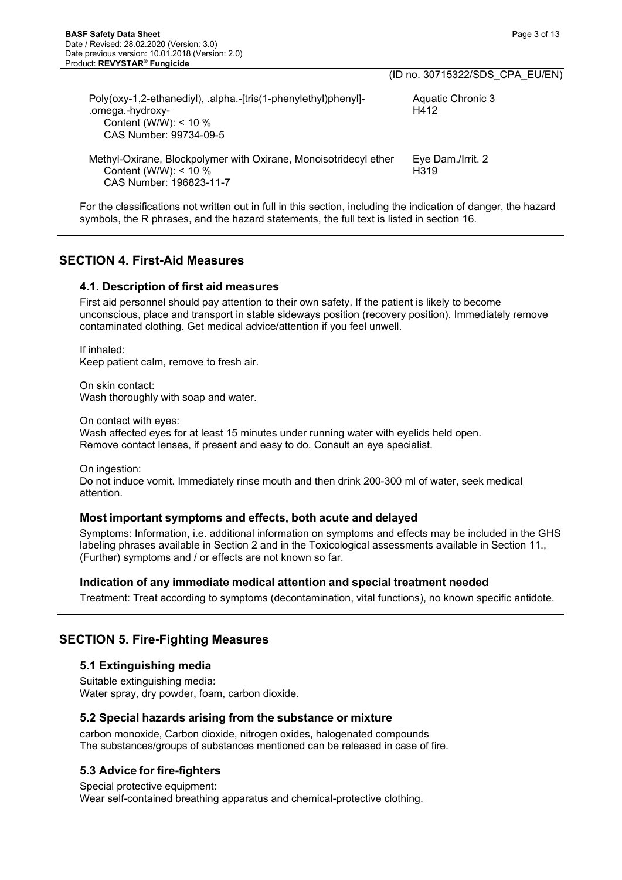| | |
|---|---|
| Poly(oxy-1,2-ethanediyl), .alpha.-[tris(1-phenylethyl)phenyl]-.omega.-hydroxy-<br>Content (W/W): < 10 %<br>CAS Number: 99734-09-5 | Aquatic Chronic 3<br>H412 |
| Methyl-Oxirane, Blockpolymer with Oxirane, Monoisotridecyl ether<br>Content (W/W): < 10 %<br>CAS Number: 196823-11-7 | Eye Dam./Irrit. 2<br>H319 |

For the classifications not written out in full in this section, including the indication of danger, the hazard symbols, the R phrases, and the hazard statements, the full text is listed in section 16.

## SECTION 4. First-Aid Measures

### 4.1. Description of first aid measures

First aid personnel should pay attention to their own safety. If the patient is likely to become unconscious, place and transport in stable sideways position (recovery position). Immediately remove contaminated clothing. Get medical advice/attention if you feel unwell.

If inhaled:
Keep patient calm, remove to fresh air.

On skin contact:
Wash thoroughly with soap and water.

On contact with eyes:
Wash affected eyes for at least 15 minutes under running water with eyelids held open.
Remove contact lenses, if present and easy to do. Consult an eye specialist.

On ingestion:
Do not induce vomit. Immediately rinse mouth and then drink 200-300 ml of water, seek medical attention.

### Most important symptoms and effects, both acute and delayed

Symptoms: Information, i.e. additional information on symptoms and effects may be included in the GHS labeling phrases available in Section 2 and in the Toxicological assessments available in Section 11., (Further) symptoms and / or effects are not known so far.

### Indication of any immediate medical attention and special treatment needed

Treatment: Treat according to symptoms (decontamination, vital functions), no known specific antidote.

## SECTION 5. Fire-Fighting Measures

### 5.1 Extinguishing media

Suitable extinguishing media:
Water spray, dry powder, foam, carbon dioxide.

### 5.2 Special hazards arising from the substance or mixture

carbon monoxide, Carbon dioxide, nitrogen oxides, halogenated compounds
The substances/groups of substances mentioned can be released in case of fire.

### 5.3 Advice for fire-fighters

Special protective equipment:
Wear self-contained breathing apparatus and chemical-protective clothing.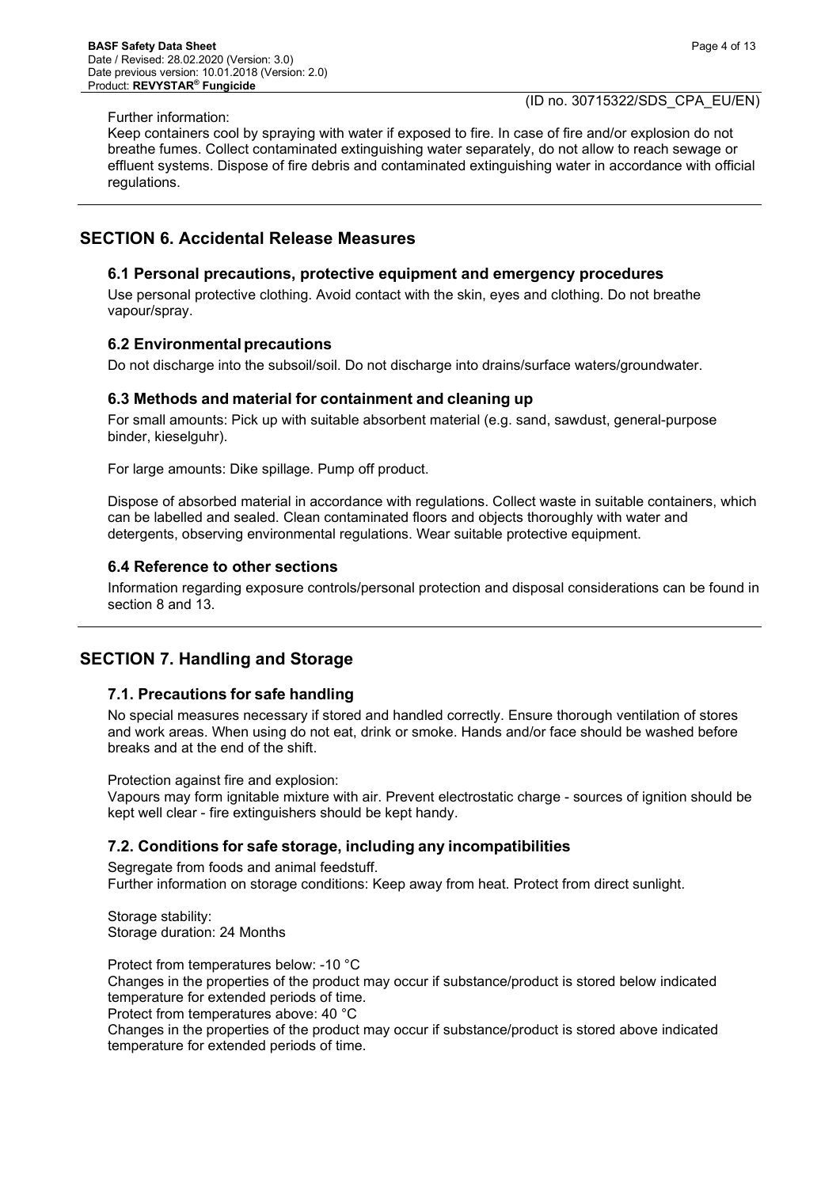Further information:

Keep containers cool by spraying with water if exposed to fire. In case of fire and/or explosion do not breathe fumes. Collect contaminated extinguishing water separately, do not allow to reach sewage or effluent systems. Dispose of fire debris and contaminated extinguishing water in accordance with official regulations.

## SECTION 6. Accidental Release Measures

### 6.1 Personal precautions, protective equipment and emergency procedures

Use personal protective clothing. Avoid contact with the skin, eyes and clothing. Do not breathe vapour/spray.

### 6.2 Environmental precautions

Do not discharge into the subsoil/soil. Do not discharge into drains/surface waters/groundwater.

### 6.3 Methods and material for containment and cleaning up

For small amounts: Pick up with suitable absorbent material (e.g. sand, sawdust, general-purpose binder, kieselguhr).

For large amounts: Dike spillage. Pump off product.

Dispose of absorbed material in accordance with regulations. Collect waste in suitable containers, which can be labelled and sealed. Clean contaminated floors and objects thoroughly with water and detergents, observing environmental regulations. Wear suitable protective equipment.

### 6.4 Reference to other sections

Information regarding exposure controls/personal protection and disposal considerations can be found in section 8 and 13.

## SECTION 7. Handling and Storage

### 7.1. Precautions for safe handling

No special measures necessary if stored and handled correctly. Ensure thorough ventilation of stores and work areas. When using do not eat, drink or smoke. Hands and/or face should be washed before breaks and at the end of the shift.

Protection against fire and explosion:

Vapours may form ignitable mixture with air. Prevent electrostatic charge - sources of ignition should be kept well clear - fire extinguishers should be kept handy.

### 7.2. Conditions for safe storage, including any incompatibilities

Segregate from foods and animal feedstuff.

Further information on storage conditions: Keep away from heat. Protect from direct sunlight.

Storage stability:

Storage duration: 24 Months

Protect from temperatures below: -10 °C

Changes in the properties of the product may occur if substance/product is stored below indicated temperature for extended periods of time.

Protect from temperatures above: 40 °C

Changes in the properties of the product may occur if substance/product is stored above indicated temperature for extended periods of time.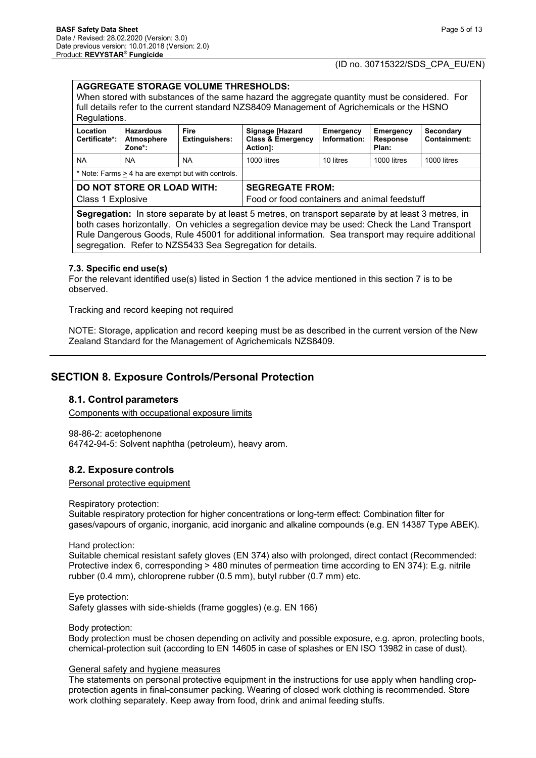**AGGREGATE STORAGE VOLUME THRESHOLDS:**
When stored with substances of the same hazard the aggregate quantity must be considered. For full details refer to the current standard NZS8409 Management of Agrichemicals or the HSNO Regulations.

| Location Certificate*: | Hazardous Atmosphere Zone*: | Fire Extinguishers: | Signage [Hazard Class & Emergency Action]: | Emergency Information: | Emergency Response Plan: | Secondary Containment: |
|---|---|---|---|---|---|---|
| NA | NA | NA | 1000 litres | 10 litres | 1000 litres | 1000 litres |
| * Note: Farms ≥ 4 ha are exempt but with controls. | | | | | | |

| **DO NOT STORE OR LOAD WITH:** | **SEGREGATE FROM:** |
|---|---|
| Class 1 Explosive | Food or food containers and animal feedstuff |

**Segregation:** In store separate by at least 5 metres, on transport separate by at least 3 metres, in both cases horizontally. On vehicles a segregation device may be used: Check the Land Transport Rule Dangerous Goods, Rule 45001 for additional information. Sea transport may require additional segregation. Refer to NZS5433 Sea Segregation for details.

### 7.3. Specific end use(s)

For the relevant identified use(s) listed in Section 1 the advice mentioned in this section 7 is to be observed.

Tracking and record keeping not required

NOTE: Storage, application and record keeping must be as described in the current version of the New Zealand Standard for the Management of Agrichemicals NZS8409.

## SECTION 8. Exposure Controls/Personal Protection

### 8.1. Control parameters

Components with occupational exposure limits

98-86-2: acetophenone
64742-94-5: Solvent naphtha (petroleum), heavy arom.

### 8.2. Exposure controls

Personal protective equipment

Respiratory protection:
Suitable respiratory protection for higher concentrations or long-term effect: Combination filter for gases/vapours of organic, inorganic, acid inorganic and alkaline compounds (e.g. EN 14387 Type ABEK).

Hand protection:
Suitable chemical resistant safety gloves (EN 374) also with prolonged, direct contact (Recommended: Protective index 6, corresponding > 480 minutes of permeation time according to EN 374): E.g. nitrile rubber (0.4 mm), chloroprene rubber (0.5 mm), butyl rubber (0.7 mm) etc.

Eye protection:
Safety glasses with side-shields (frame goggles) (e.g. EN 166)

Body protection:
Body protection must be chosen depending on activity and possible exposure, e.g. apron, protecting boots, chemical-protection suit (according to EN 14605 in case of splashes or EN ISO 13982 in case of dust).

General safety and hygiene measures

The statements on personal protective equipment in the instructions for use apply when handling crop-protection agents in final-consumer packing. Wearing of closed work clothing is recommended. Store work clothing separately. Keep away from food, drink and animal feeding stuffs.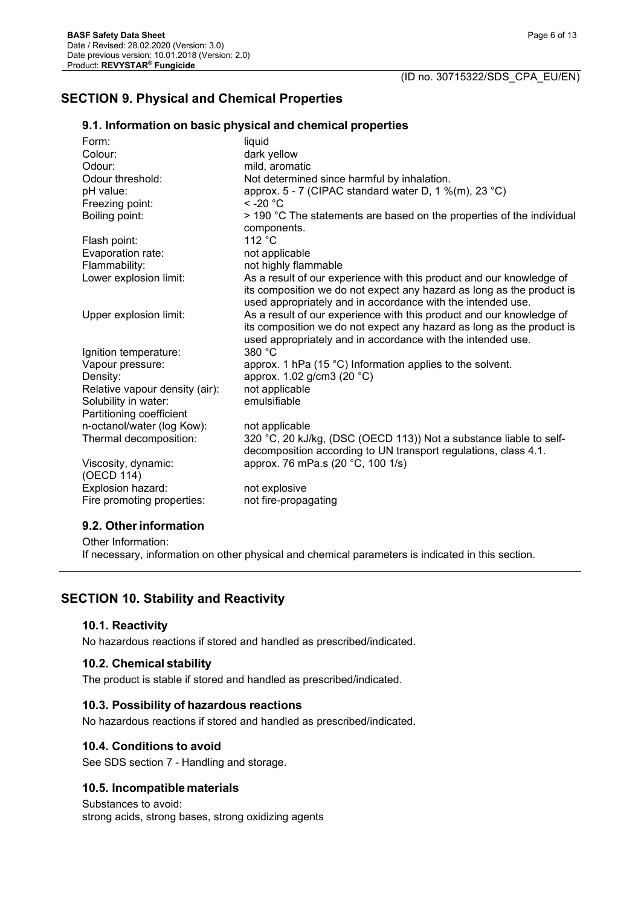## SECTION 9. Physical and Chemical Properties

### 9.1. Information on basic physical and chemical properties

| | |
|---|---|
| Form: | liquid |
| Colour: | dark yellow |
| Odour: | mild, aromatic |
| Odour threshold: | Not determined since harmful by inhalation. |
| pH value: | approx. 5 - 7 (CIPAC standard water D, 1 %(m), 23 °C) |
| Freezing point: | < -20 °C |
| Boiling point: | > 190 °C The statements are based on the properties of the individual components. |
| Flash point: | 112 °C |
| Evaporation rate: | not applicable |
| Flammability: | not highly flammable |
| Lower explosion limit: | As a result of our experience with this product and our knowledge of its composition we do not expect any hazard as long as the product is used appropriately and in accordance with the intended use. |
| Upper explosion limit: | As a result of our experience with this product and our knowledge of its composition we do not expect any hazard as long as the product is used appropriately and in accordance with the intended use. |
| Ignition temperature: | 380 °C |
| Vapour pressure: | approx. 1 hPa (15 °C) Information applies to the solvent. |
| Density: | approx. 1.02 g/cm3 (20 °C) |
| Relative vapour density (air): | not applicable |
| Solubility in water: | emulsifiable |
| Partitioning coefficient n-octanol/water (log Kow): | not applicable |
| Thermal decomposition: | 320 °C, 20 kJ/kg, (DSC (OECD 113)) Not a substance liable to self-decomposition according to UN transport regulations, class 4.1. |
| Viscosity, dynamic: (OECD 114) | approx. 76 mPa.s (20 °C, 100 1/s) |
| Explosion hazard: | not explosive |
| Fire promoting properties: | not fire-propagating |

### 9.2. Other information

Other Information:
If necessary, information on other physical and chemical parameters is indicated in this section.

## SECTION 10. Stability and Reactivity

### 10.1. Reactivity

No hazardous reactions if stored and handled as prescribed/indicated.

### 10.2. Chemical stability

The product is stable if stored and handled as prescribed/indicated.

### 10.3. Possibility of hazardous reactions

No hazardous reactions if stored and handled as prescribed/indicated.

### 10.4. Conditions to avoid

See SDS section 7 - Handling and storage.

### 10.5. Incompatible materials

Substances to avoid:
strong acids, strong bases, strong oxidizing agents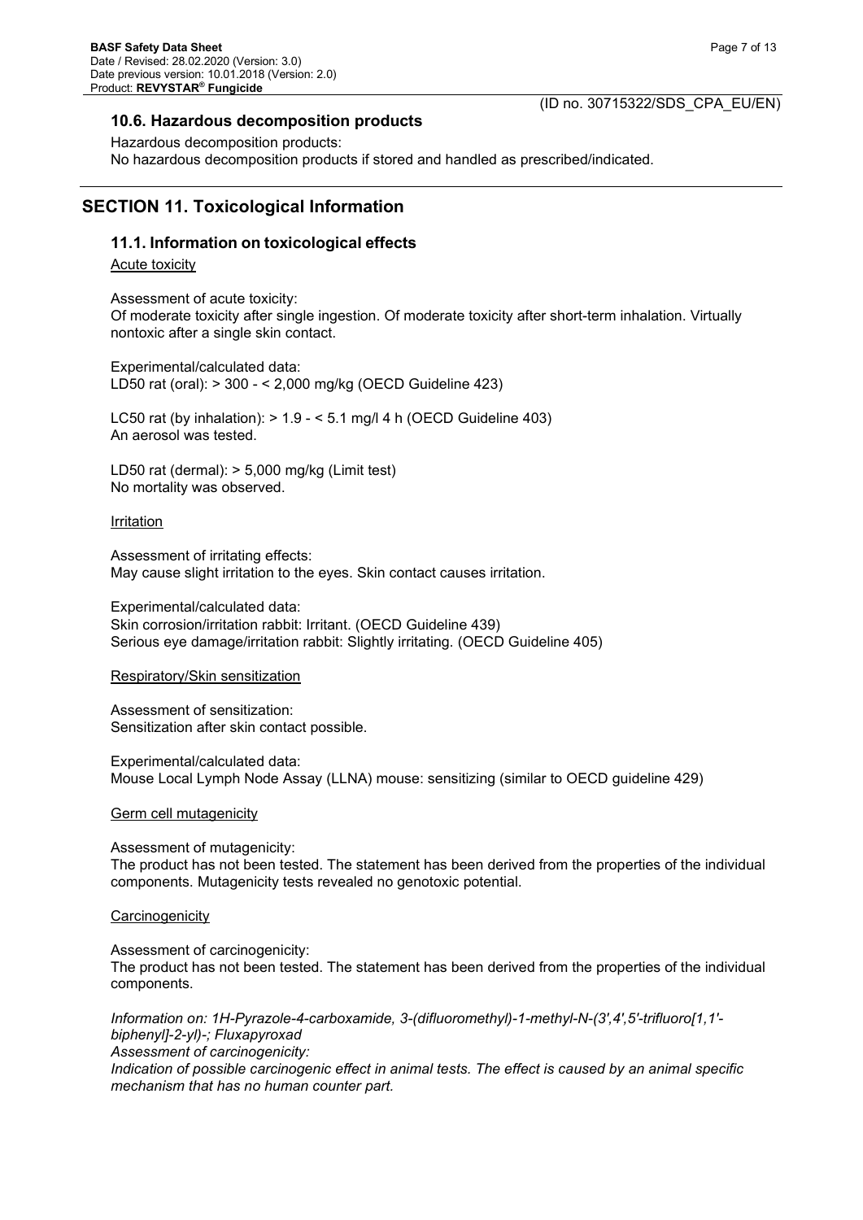### 10.6. Hazardous decomposition products

Hazardous decomposition products:
No hazardous decomposition products if stored and handled as prescribed/indicated.

## SECTION 11. Toxicological Information

### 11.1. Information on toxicological effects

Acute toxicity

Assessment of acute toxicity:
Of moderate toxicity after single ingestion. Of moderate toxicity after short-term inhalation. Virtually nontoxic after a single skin contact.

Experimental/calculated data:
LD50 rat (oral): > 300 - < 2,000 mg/kg (OECD Guideline 423)

LC50 rat (by inhalation): > 1.9 - < 5.1 mg/l 4 h (OECD Guideline 403)
An aerosol was tested.

LD50 rat (dermal): > 5,000 mg/kg (Limit test)
No mortality was observed.

Irritation

Assessment of irritating effects:
May cause slight irritation to the eyes. Skin contact causes irritation.

Experimental/calculated data:
Skin corrosion/irritation rabbit: Irritant. (OECD Guideline 439)
Serious eye damage/irritation rabbit: Slightly irritating. (OECD Guideline 405)

Respiratory/Skin sensitization

Assessment of sensitization:
Sensitization after skin contact possible.

Experimental/calculated data:
Mouse Local Lymph Node Assay (LLNA) mouse: sensitizing (similar to OECD guideline 429)

Germ cell mutagenicity

Assessment of mutagenicity:
The product has not been tested. The statement has been derived from the properties of the individual components. Mutagenicity tests revealed no genotoxic potential.

Carcinogenicity

Assessment of carcinogenicity:
The product has not been tested. The statement has been derived from the properties of the individual components.

*Information on: 1H-Pyrazole-4-carboxamide, 3-(difluoromethyl)-1-methyl-N-(3',4',5'-trifluoro[1,1'-biphenyl]-2-yl)-; Fluxapyroxad*
*Assessment of carcinogenicity:*
*Indication of possible carcinogenic effect in animal tests. The effect is caused by an animal specific mechanism that has no human counter part.*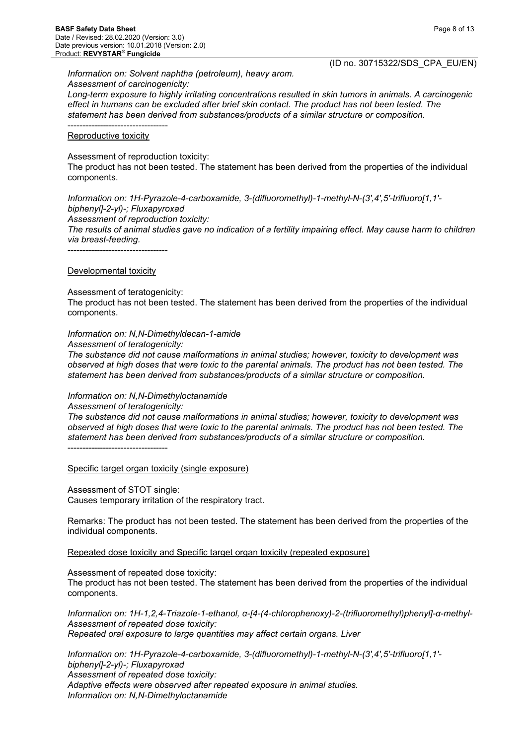*Information on: Solvent naphtha (petroleum), heavy arom.*
*Assessment of carcinogenicity:*
*Long-term exposure to highly irritating concentrations resulted in skin tumors in animals. A carcinogenic effect in humans can be excluded after brief skin contact. The product has not been tested. The statement has been derived from substances/products of a similar structure or composition.*
----------------------------------

<u>Reproductive toxicity</u>

Assessment of reproduction toxicity:
The product has not been tested. The statement has been derived from the properties of the individual components.

*Information on: 1H-Pyrazole-4-carboxamide, 3-(difluoromethyl)-1-methyl-N-(3',4',5'-trifluoro[1,1'-biphenyl]-2-yl)-; Fluxapyroxad*
*Assessment of reproduction toxicity:*
*The results of animal studies gave no indication of a fertility impairing effect. May cause harm to children via breast-feeding.*
----------------------------------

<u>Developmental toxicity</u>

Assessment of teratogenicity:
The product has not been tested. The statement has been derived from the properties of the individual components.

*Information on: N,N-Dimethyldecan-1-amide*
*Assessment of teratogenicity:*
*The substance did not cause malformations in animal studies; however, toxicity to development was observed at high doses that were toxic to the parental animals. The product has not been tested. The statement has been derived from substances/products of a similar structure or composition.*

*Information on: N,N-Dimethyloctanamide*
*Assessment of teratogenicity:*
*The substance did not cause malformations in animal studies; however, toxicity to development was observed at high doses that were toxic to the parental animals. The product has not been tested. The statement has been derived from substances/products of a similar structure or composition.*
----------------------------------

<u>Specific target organ toxicity (single exposure)</u>

Assessment of STOT single:
Causes temporary irritation of the respiratory tract.

Remarks: The product has not been tested. The statement has been derived from the properties of the individual components.

<u>Repeated dose toxicity and Specific target organ toxicity (repeated exposure)</u>

Assessment of repeated dose toxicity:
The product has not been tested. The statement has been derived from the properties of the individual components.

*Information on: 1H-1,2,4-Triazole-1-ethanol, α-[4-(4-chlorophenoxy)-2-(trifluoromethyl)phenyl]-α-methyl-*
*Assessment of repeated dose toxicity:*
*Repeated oral exposure to large quantities may affect certain organs. Liver*

*Information on: 1H-Pyrazole-4-carboxamide, 3-(difluoromethyl)-1-methyl-N-(3',4',5'-trifluoro[1,1'-biphenyl]-2-yl)-; Fluxapyroxad*
*Assessment of repeated dose toxicity:*
*Adaptive effects were observed after repeated exposure in animal studies.*
*Information on: N,N-Dimethyloctanamide*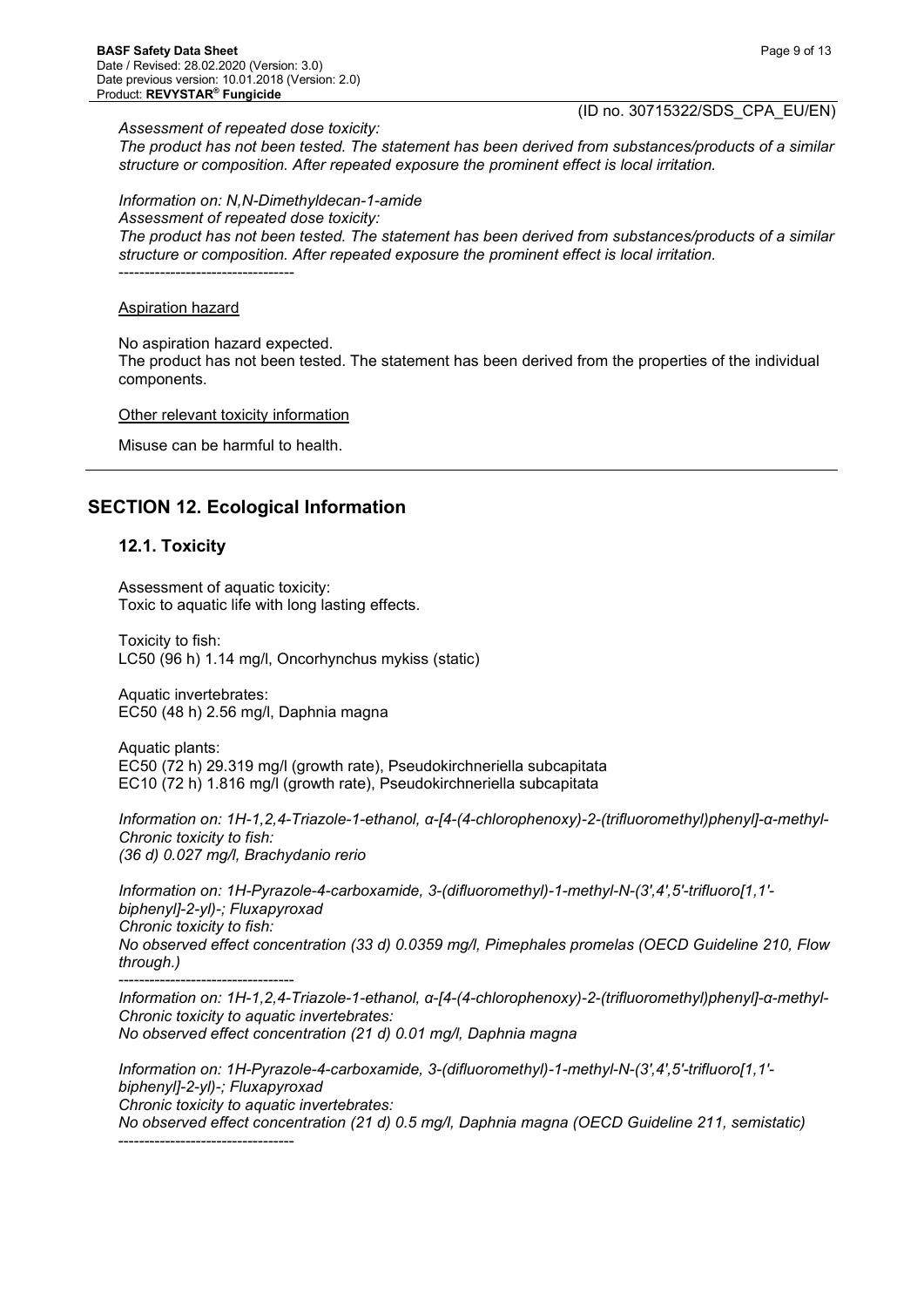*Assessment of repeated dose toxicity:*
*The product has not been tested. The statement has been derived from substances/products of a similar structure or composition. After repeated exposure the prominent effect is local irritation.*

*Information on: N,N-Dimethyldecan-1-amide*
*Assessment of repeated dose toxicity:*
*The product has not been tested. The statement has been derived from substances/products of a similar structure or composition. After repeated exposure the prominent effect is local irritation.*
----------------------------------

Aspiration hazard

No aspiration hazard expected.
The product has not been tested. The statement has been derived from the properties of the individual components.

Other relevant toxicity information

Misuse can be harmful to health.

## SECTION 12. Ecological Information

### 12.1. Toxicity

Assessment of aquatic toxicity:
Toxic to aquatic life with long lasting effects.

Toxicity to fish:
LC50 (96 h) 1.14 mg/l, Oncorhynchus mykiss (static)

Aquatic invertebrates:
EC50 (48 h) 2.56 mg/l, Daphnia magna

Aquatic plants:
EC50 (72 h) 29.319 mg/l (growth rate), Pseudokirchneriella subcapitata
EC10 (72 h) 1.816 mg/l (growth rate), Pseudokirchneriella subcapitata

*Information on: 1H-1,2,4-Triazole-1-ethanol, α-[4-(4-chlorophenoxy)-2-(trifluoromethyl)phenyl]-α-methyl-*
*Chronic toxicity to fish:*
*(36 d) 0.027 mg/l, Brachydanio rerio*

*Information on: 1H-Pyrazole-4-carboxamide, 3-(difluoromethyl)-1-methyl-N-(3',4',5'-trifluoro[1,1'-biphenyl]-2-yl)-; Fluxapyroxad*
*Chronic toxicity to fish:*
*No observed effect concentration (33 d) 0.0359 mg/l, Pimephales promelas (OECD Guideline 210, Flow through.)*
----------------------------------
*Information on: 1H-1,2,4-Triazole-1-ethanol, α-[4-(4-chlorophenoxy)-2-(trifluoromethyl)phenyl]-α-methyl-*
*Chronic toxicity to aquatic invertebrates:*
*No observed effect concentration (21 d) 0.01 mg/l, Daphnia magna*

*Information on: 1H-Pyrazole-4-carboxamide, 3-(difluoromethyl)-1-methyl-N-(3',4',5'-trifluoro[1,1'-biphenyl]-2-yl)-; Fluxapyroxad*
*Chronic toxicity to aquatic invertebrates:*
*No observed effect concentration (21 d) 0.5 mg/l, Daphnia magna (OECD Guideline 211, semistatic)*
----------------------------------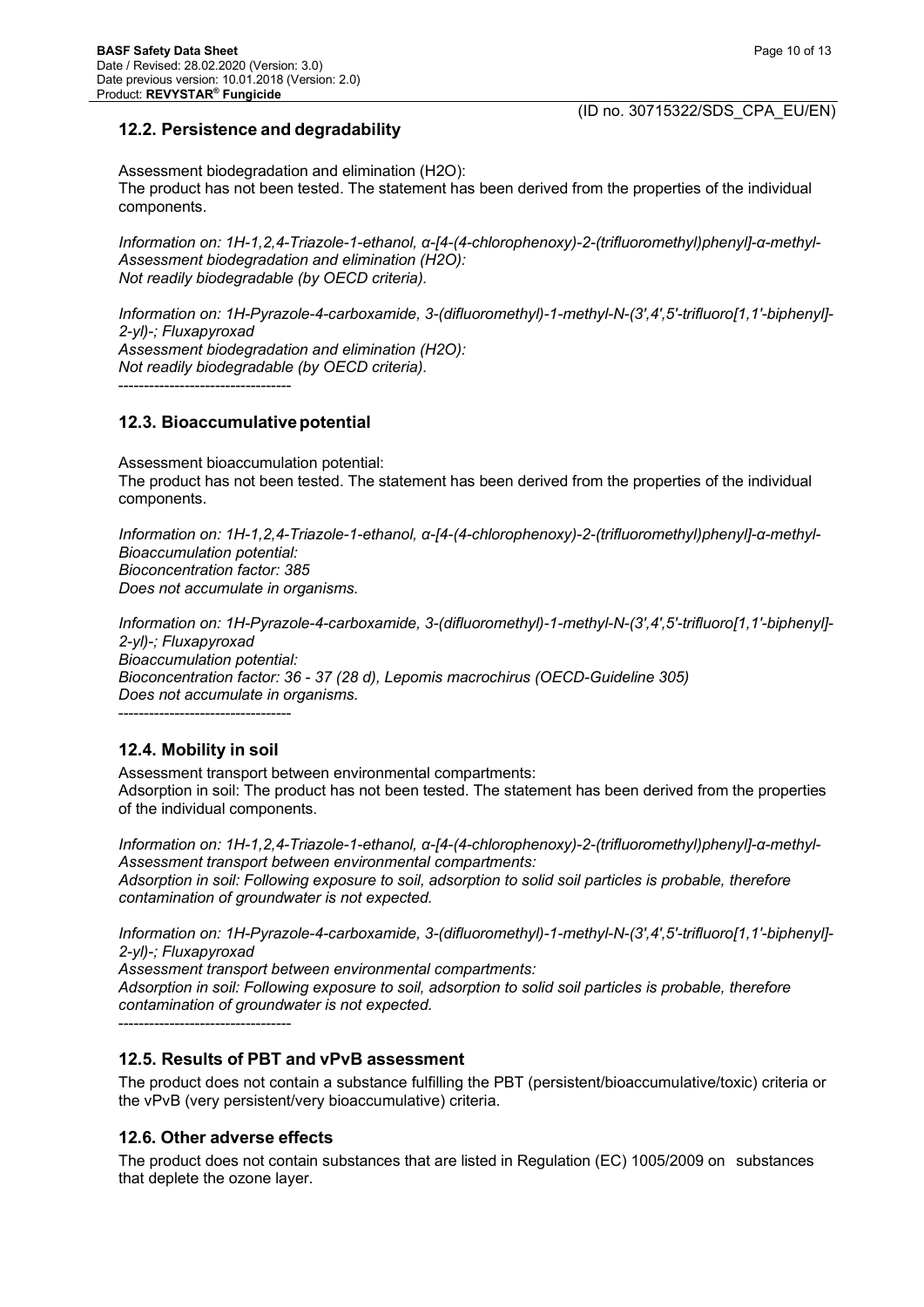## 12.2. Persistence and degradability

Assessment biodegradation and elimination ($H_2O$):
The product has not been tested. The statement has been derived from the properties of the individual components.

*Information on: 1H-1,2,4-Triazole-1-ethanol, α-[4-(4-chlorophenoxy)-2-(trifluoromethyl)phenyl]-α-methyl-*
*Assessment biodegradation and elimination ($H_2O$):*
*Not readily biodegradable (by OECD criteria).*

*Information on: 1H-Pyrazole-4-carboxamide, 3-(difluoromethyl)-1-methyl-N-(3',4',5'-trifluoro[1,1'-biphenyl]-2-yl)-; Fluxapyroxad*
*Assessment biodegradation and elimination ($H_2O$):*
*Not readily biodegradable (by OECD criteria).*

----------------------------------

## 12.3. Bioaccumulative potential

Assessment bioaccumulation potential:
The product has not been tested. The statement has been derived from the properties of the individual components.

*Information on: 1H-1,2,4-Triazole-1-ethanol, α-[4-(4-chlorophenoxy)-2-(trifluoromethyl)phenyl]-α-methyl-*
*Bioaccumulation potential:*
*Bioconcentration factor: 385*
*Does not accumulate in organisms.*

*Information on: 1H-Pyrazole-4-carboxamide, 3-(difluoromethyl)-1-methyl-N-(3',4',5'-trifluoro[1,1'-biphenyl]-2-yl)-; Fluxapyroxad*
*Bioaccumulation potential:*
*Bioconcentration factor: 36 - 37 (28 d), Lepomis macrochirus (OECD-Guideline 305)*
*Does not accumulate in organisms.*

----------------------------------

## 12.4. Mobility in soil

Assessment transport between environmental compartments:
Adsorption in soil: The product has not been tested. The statement has been derived from the properties of the individual components.

*Information on: 1H-1,2,4-Triazole-1-ethanol, α-[4-(4-chlorophenoxy)-2-(trifluoromethyl)phenyl]-α-methyl-*
*Assessment transport between environmental compartments:*
*Adsorption in soil: Following exposure to soil, adsorption to solid soil particles is probable, therefore contamination of groundwater is not expected.*

*Information on: 1H-Pyrazole-4-carboxamide, 3-(difluoromethyl)-1-methyl-N-(3',4',5'-trifluoro[1,1'-biphenyl]-2-yl)-; Fluxapyroxad*
*Assessment transport between environmental compartments:*
*Adsorption in soil: Following exposure to soil, adsorption to solid soil particles is probable, therefore contamination of groundwater is not expected.*

----------------------------------

## 12.5. Results of PBT and vPvB assessment

The product does not contain a substance fulfilling the PBT (persistent/bioaccumulative/toxic) criteria or the vPvB (very persistent/very bioaccumulative) criteria.

## 12.6. Other adverse effects

The product does not contain substances that are listed in Regulation (EC) 1005/2009 on substances that deplete the ozone layer.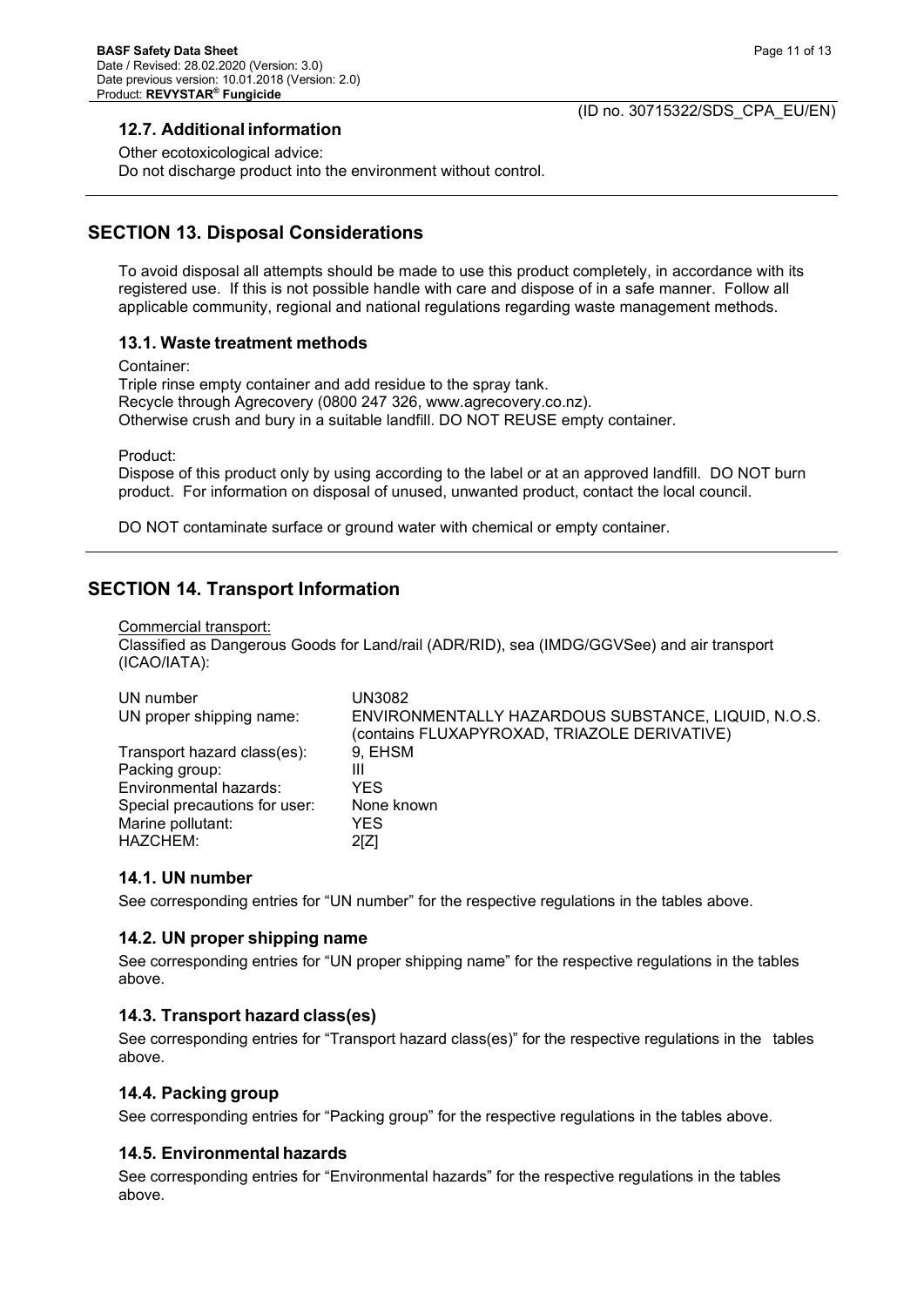### 12.7. Additional information

Other ecotoxicological advice:
Do not discharge product into the environment without control.

## SECTION 13. Disposal Considerations

To avoid disposal all attempts should be made to use this product completely, in accordance with its registered use. If this is not possible handle with care and dispose of in a safe manner. Follow all applicable community, regional and national regulations regarding waste management methods.

### 13.1. Waste treatment methods

Container:
Triple rinse empty container and add residue to the spray tank.
Recycle through Agrecovery (0800 247 326, www.agrecovery.co.nz).
Otherwise crush and bury in a suitable landfill. DO NOT REUSE empty container.

Product:
Dispose of this product only by using according to the label or at an approved landfill. DO NOT burn product. For information on disposal of unused, unwanted product, contact the local council.

DO NOT contaminate surface or ground water with chemical or empty container.

## SECTION 14. Transport Information

Commercial transport:
Classified as Dangerous Goods for Land/rail (ADR/RID), sea (IMDG/GGVSee) and air transport (ICAO/IATA):

| | |
|---|---|
| UN number | UN3082 |
| UN proper shipping name: | ENVIRONMENTALLY HAZARDOUS SUBSTANCE, LIQUID, N.O.S. (contains FLUXAPYROXAD, TRIAZOLE DERIVATIVE) |
| Transport hazard class(es): | 9, EHSM |
| Packing group: | III |
| Environmental hazards: | YES |
| Special precautions for user: | None known |
| Marine pollutant: | YES |
| HAZCHEM: | 2[Z] |

### 14.1. UN number

See corresponding entries for "UN number" for the respective regulations in the tables above.

### 14.2. UN proper shipping name

See corresponding entries for "UN proper shipping name" for the respective regulations in the tables above.

### 14.3. Transport hazard class(es)

See corresponding entries for "Transport hazard class(es)" for the respective regulations in the tables above.

### 14.4. Packing group

See corresponding entries for "Packing group" for the respective regulations in the tables above.

### 14.5. Environmental hazards

See corresponding entries for "Environmental hazards" for the respective regulations in the tables above.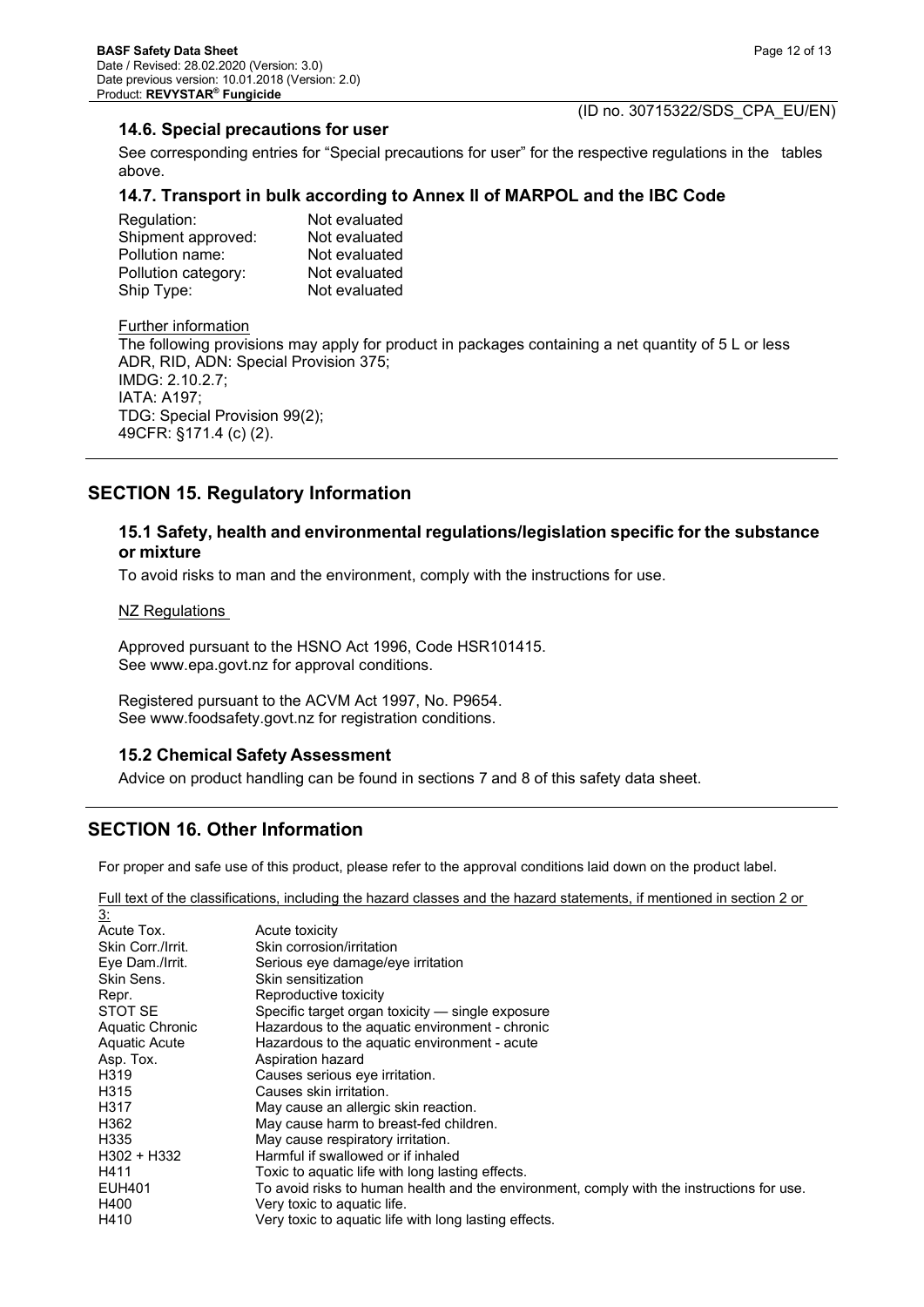### 14.6. Special precautions for user

See corresponding entries for “Special precautions for user” for the respective regulations in the tables above.

### 14.7. Transport in bulk according to Annex II of MARPOL and the IBC Code

| | |
|---|---|
| Regulation: | Not evaluated |
| Shipment approved: | Not evaluated |
| Pollution name: | Not evaluated |
| Pollution category: | Not evaluated |
| Ship Type: | Not evaluated |

Further information

The following provisions may apply for product in packages containing a net quantity of 5 L or less
ADR, RID, ADN: Special Provision 375;
IMDG: 2.10.2.7;
IATA: A197;
TDG: Special Provision 99(2);
49CFR: §171.4 (c) (2).

## SECTION 15. Regulatory Information

### 15.1 Safety, health and environmental regulations/legislation specific for the substance or mixture

To avoid risks to man and the environment, comply with the instructions for use.

NZ Regulations

Approved pursuant to the HSNO Act 1996, Code HSR101415.
See www.epa.govt.nz for approval conditions.

Registered pursuant to the ACVM Act 1997, No. P9654.
See www.foodsafety.govt.nz for registration conditions.

### 15.2 Chemical Safety Assessment

Advice on product handling can be found in sections 7 and 8 of this safety data sheet.

## SECTION 16. Other Information

For proper and safe use of this product, please refer to the approval conditions laid down on the product label.

Full text of the classifications, including the hazard classes and the hazard statements, if mentioned in section 2 or 3:

| | |
|---|---|
| Acute Tox. | Acute toxicity |
| Skin Corr./Irrit. | Skin corrosion/irritation |
| Eye Dam./Irrit. | Serious eye damage/eye irritation |
| Skin Sens. | Skin sensitization |
| Repr. | Reproductive toxicity |
| STOT SE | Specific target organ toxicity — single exposure |
| Aquatic Chronic | Hazardous to the aquatic environment - chronic |
| Aquatic Acute | Hazardous to the aquatic environment - acute |
| Asp. Tox. | Aspiration hazard |
| H319 | Causes serious eye irritation. |
| H315 | Causes skin irritation. |
| H317 | May cause an allergic skin reaction. |
| H362 | May cause harm to breast-fed children. |
| H335 | May cause respiratory irritation. |
| H302 + H332 | Harmful if swallowed or if inhaled |
| H411 | Toxic to aquatic life with long lasting effects. |
| EUH401 | To avoid risks to human health and the environment, comply with the instructions for use. |
| H400 | Very toxic to aquatic life. |
| H410 | Very toxic to aquatic life with long lasting effects. |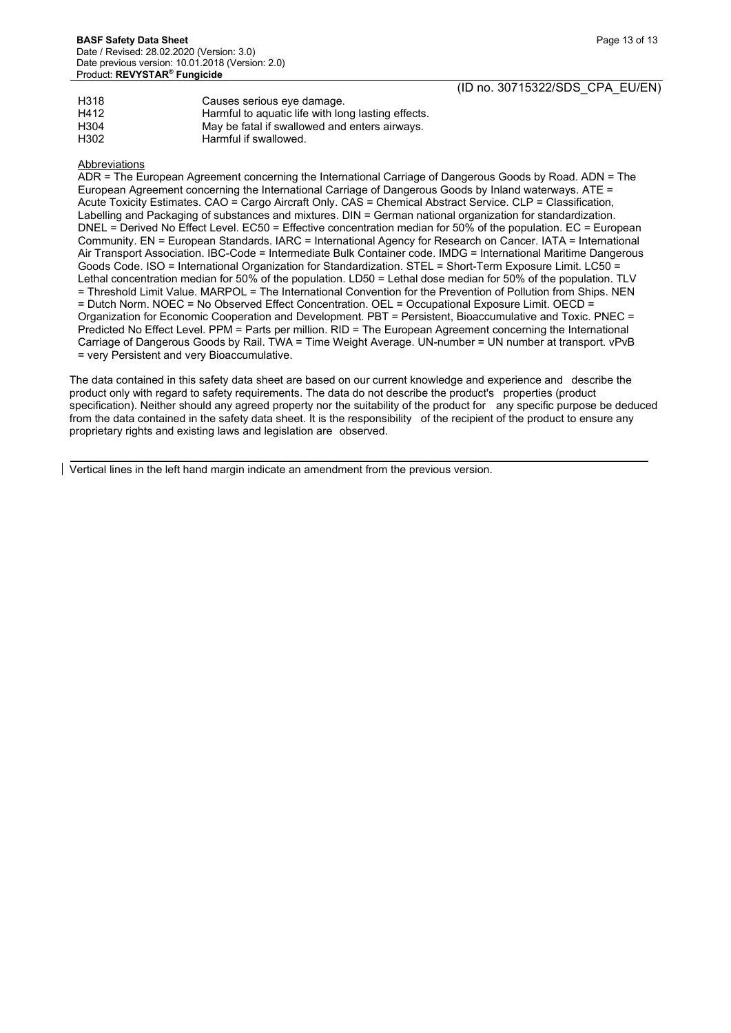| | |
|---|---|
| H318 | Causes serious eye damage. |
| H412 | Harmful to aquatic life with long lasting effects. |
| H304 | May be fatal if swallowed and enters airways. |
| H302 | Harmful if swallowed. |

Abbreviations

ADR = The European Agreement concerning the International Carriage of Dangerous Goods by Road. ADN = The European Agreement concerning the International Carriage of Dangerous Goods by Inland waterways. ATE = Acute Toxicity Estimates. CAO = Cargo Aircraft Only. CAS = Chemical Abstract Service. CLP = Classification, Labelling and Packaging of substances and mixtures. DIN = German national organization for standardization. DNEL = Derived No Effect Level. EC50 = Effective concentration median for 50% of the population. EC = European Community. EN = European Standards. IARC = International Agency for Research on Cancer. IATA = International Air Transport Association. IBC-Code = Intermediate Bulk Container code. IMDG = International Maritime Dangerous Goods Code. ISO = International Organization for Standardization. STEL = Short-Term Exposure Limit. LC50 = Lethal concentration median for 50% of the population. LD50 = Lethal dose median for 50% of the population. TLV = Threshold Limit Value. MARPOL = The International Convention for the Prevention of Pollution from Ships. NEN = Dutch Norm. NOEC = No Observed Effect Concentration. OEL = Occupational Exposure Limit. OECD = Organization for Economic Cooperation and Development. PBT = Persistent, Bioaccumulative and Toxic. PNEC = Predicted No Effect Level. PPM = Parts per million. RID = The European Agreement concerning the International Carriage of Dangerous Goods by Rail. TWA = Time Weight Average. UN-number = UN number at transport. vPvB = very Persistent and very Bioaccumulative.

The data contained in this safety data sheet are based on our current knowledge and experience and describe the product only with regard to safety requirements. The data do not describe the product's properties (product specification). Neither should any agreed property nor the suitability of the product for any specific purpose be deduced from the data contained in the safety data sheet. It is the responsibility of the recipient of the product to ensure any proprietary rights and existing laws and legislation are observed.

---

Vertical lines in the left hand margin indicate an amendment from the previous version.